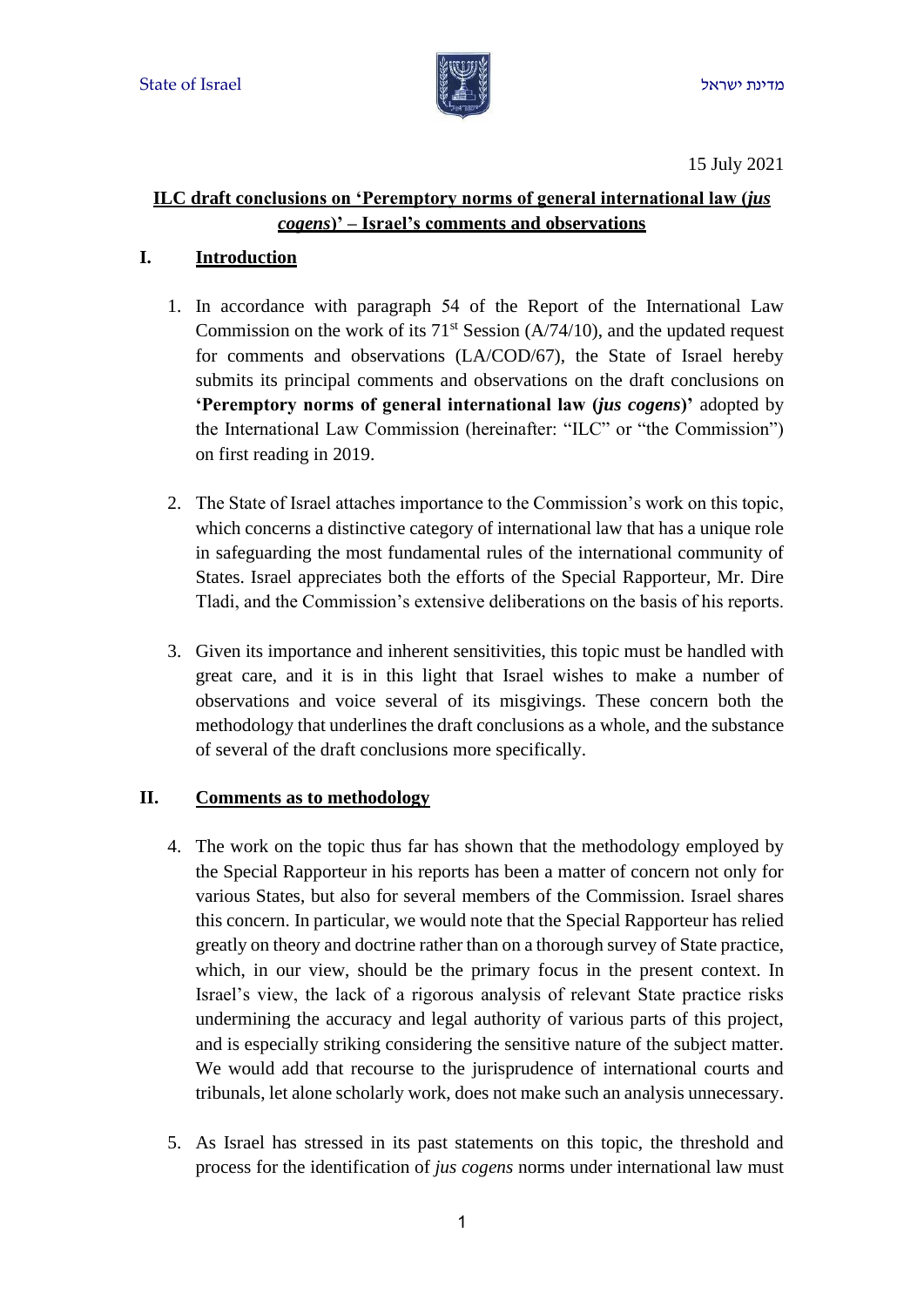State of Israel מדינת ישראל

15 July 2021

**ILC draft conclusions on 'Peremptory norms of general international law (*jus cogens*)' – Israel's comments and observations**

## I. Introduction

1. In accordance with paragraph 54 of the Report of the International Law Commission on the work of its 71st Session (A/74/10), and the updated request for comments and observations (LA/COD/67), the State of Israel hereby submits its principal comments and observations on the draft conclusions on **'Peremptory norms of general international law (*jus cogens*)'** adopted by the International Law Commission (hereinafter: "ILC" or "the Commission") on first reading in 2019.

2. The State of Israel attaches importance to the Commission's work on this topic, which concerns a distinctive category of international law that has a unique role in safeguarding the most fundamental rules of the international community of States. Israel appreciates both the efforts of the Special Rapporteur, Mr. Dire Tladi, and the Commission's extensive deliberations on the basis of his reports.

3. Given its importance and inherent sensitivities, this topic must be handled with great care, and it is in this light that Israel wishes to make a number of observations and voice several of its misgivings. These concern both the methodology that underlines the draft conclusions as a whole, and the substance of several of the draft conclusions more specifically.

## II. Comments as to methodology

4. The work on the topic thus far has shown that the methodology employed by the Special Rapporteur in his reports has been a matter of concern not only for various States, but also for several members of the Commission. Israel shares this concern. In particular, we would note that the Special Rapporteur has relied greatly on theory and doctrine rather than on a thorough survey of State practice, which, in our view, should be the primary focus in the present context. In Israel's view, the lack of a rigorous analysis of relevant State practice risks undermining the accuracy and legal authority of various parts of this project, and is especially striking considering the sensitive nature of the subject matter. We would add that recourse to the jurisprudence of international courts and tribunals, let alone scholarly work, does not make such an analysis unnecessary.

5. As Israel has stressed in its past statements on this topic, the threshold and process for the identification of *jus cogens* norms under international law must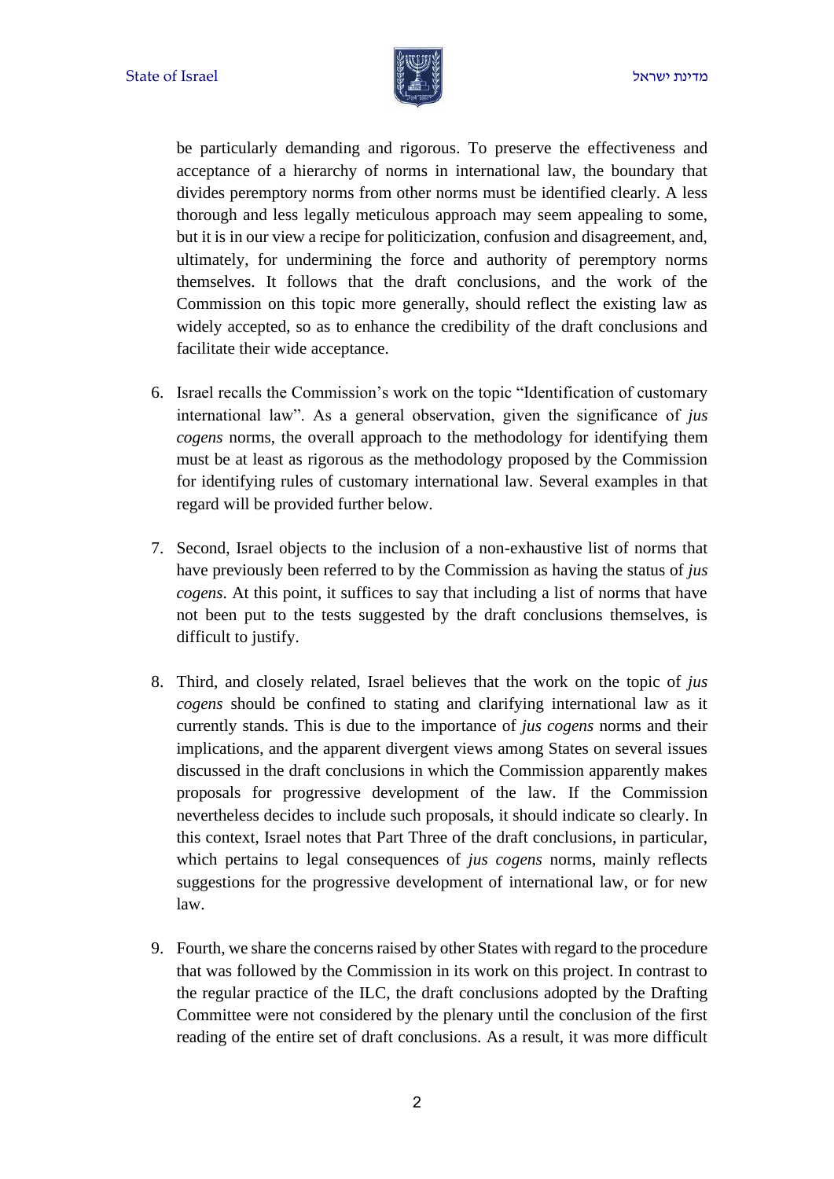be particularly demanding and rigorous. To preserve the effectiveness and acceptance of a hierarchy of norms in international law, the boundary that divides peremptory norms from other norms must be identified clearly. A less thorough and less legally meticulous approach may seem appealing to some, but it is in our view a recipe for politicization, confusion and disagreement, and, ultimately, for undermining the force and authority of peremptory norms themselves. It follows that the draft conclusions, and the work of the Commission on this topic more generally, should reflect the existing law as widely accepted, so as to enhance the credibility of the draft conclusions and facilitate their wide acceptance.

6. Israel recalls the Commission's work on the topic "Identification of customary international law". As a general observation, given the significance of *jus cogens* norms, the overall approach to the methodology for identifying them must be at least as rigorous as the methodology proposed by the Commission for identifying rules of customary international law. Several examples in that regard will be provided further below.

7. Second, Israel objects to the inclusion of a non-exhaustive list of norms that have previously been referred to by the Commission as having the status of *jus cogens*. At this point, it suffices to say that including a list of norms that have not been put to the tests suggested by the draft conclusions themselves, is difficult to justify.

8. Third, and closely related, Israel believes that the work on the topic of *jus cogens* should be confined to stating and clarifying international law as it currently stands. This is due to the importance of *jus cogens* norms and their implications, and the apparent divergent views among States on several issues discussed in the draft conclusions in which the Commission apparently makes proposals for progressive development of the law. If the Commission nevertheless decides to include such proposals, it should indicate so clearly. In this context, Israel notes that Part Three of the draft conclusions, in particular, which pertains to legal consequences of *jus cogens* norms, mainly reflects suggestions for the progressive development of international law, or for new law.

9. Fourth, we share the concerns raised by other States with regard to the procedure that was followed by the Commission in its work on this project. In contrast to the regular practice of the ILC, the draft conclusions adopted by the Drafting Committee were not considered by the plenary until the conclusion of the first reading of the entire set of draft conclusions. As a result, it was more difficult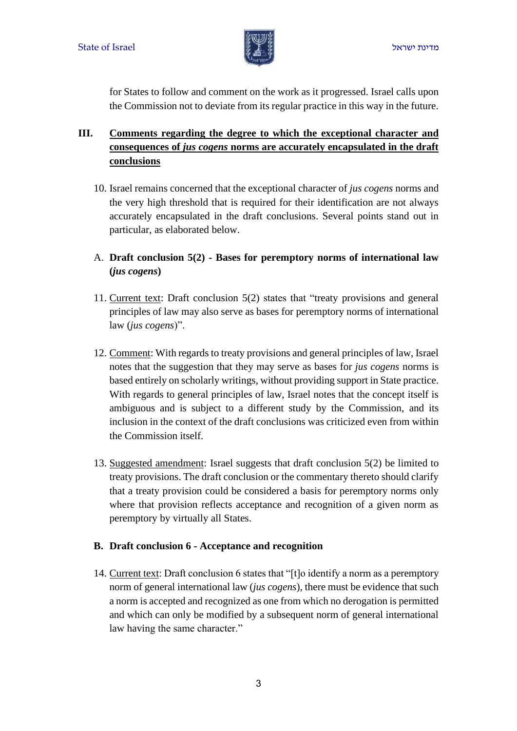for States to follow and comment on the work as it progressed. Israel calls upon the Commission not to deviate from its regular practice in this way in the future.

## III. Comments regarding the degree to which the exceptional character and consequences of *jus cogens* norms are accurately encapsulated in the draft conclusions

10. Israel remains concerned that the exceptional character of *jus cogens* norms and the very high threshold that is required for their identification are not always accurately encapsulated in the draft conclusions. Several points stand out in particular, as elaborated below.

### A. Draft conclusion 5(2) - Bases for peremptory norms of international law (*jus cogens*)

11. Current text: Draft conclusion 5(2) states that "treaty provisions and general principles of law may also serve as bases for peremptory norms of international law (*jus cogens*)".

12. Comment: With regards to treaty provisions and general principles of law, Israel notes that the suggestion that they may serve as bases for *jus cogens* norms is based entirely on scholarly writings, without providing support in State practice. With regards to general principles of law, Israel notes that the concept itself is ambiguous and is subject to a different study by the Commission, and its inclusion in the context of the draft conclusions was criticized even from within the Commission itself.

13. Suggested amendment: Israel suggests that draft conclusion 5(2) be limited to treaty provisions. The draft conclusion or the commentary thereto should clarify that a treaty provision could be considered a basis for peremptory norms only where that provision reflects acceptance and recognition of a given norm as peremptory by virtually all States.

### B. Draft conclusion 6 - Acceptance and recognition

14. Current text: Draft conclusion 6 states that "[t]o identify a norm as a peremptory norm of general international law (*jus cogens*), there must be evidence that such a norm is accepted and recognized as one from which no derogation is permitted and which can only be modified by a subsequent norm of general international law having the same character."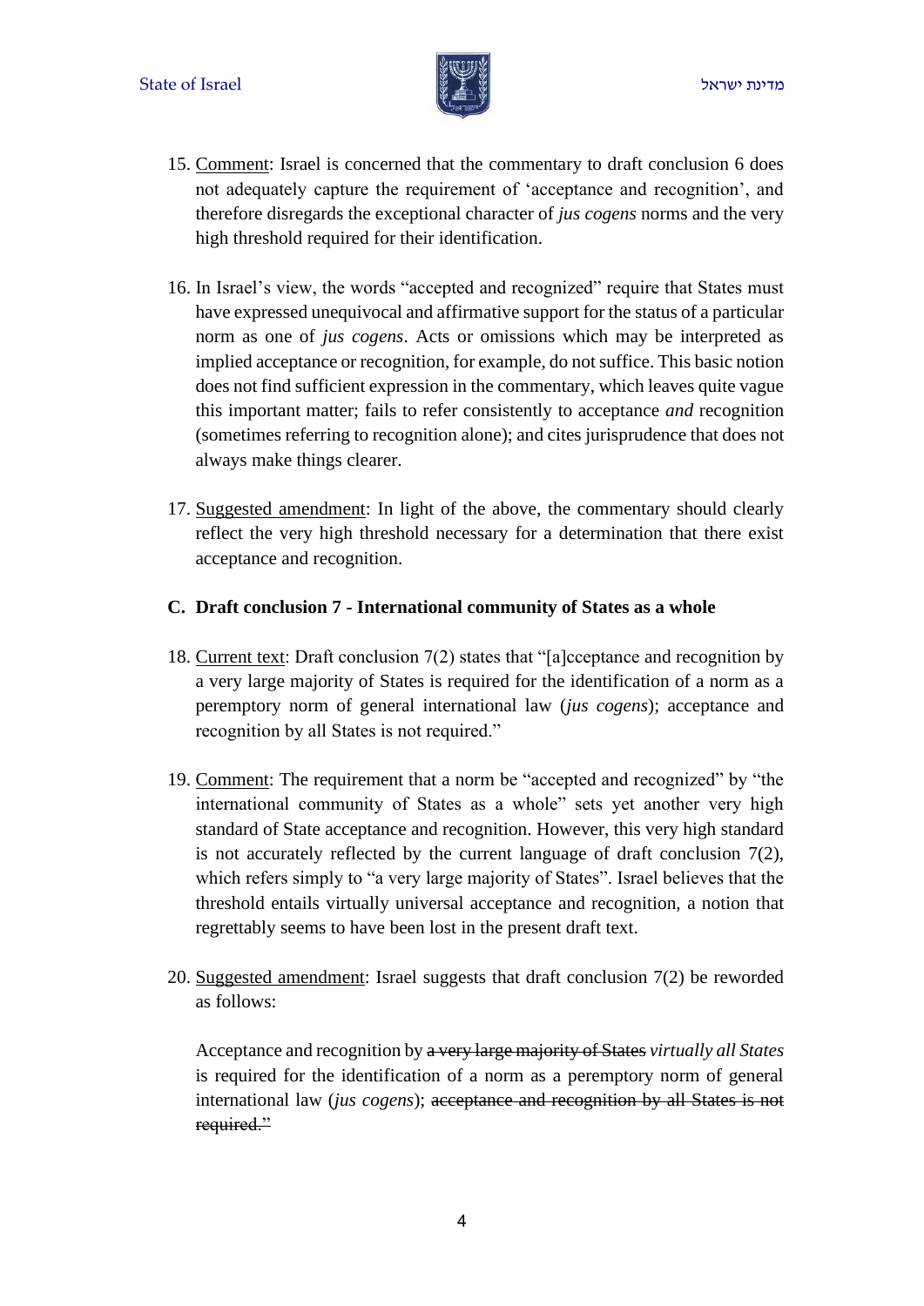15. <u>Comment</u>: Israel is concerned that the commentary to draft conclusion 6 does not adequately capture the requirement of 'acceptance and recognition', and therefore disregards the exceptional character of *jus cogens* norms and the very high threshold required for their identification.

16. In Israel's view, the words "accepted and recognized" require that States must have expressed unequivocal and affirmative support for the status of a particular norm as one of *jus cogens*. Acts or omissions which may be interpreted as implied acceptance or recognition, for example, do not suffice. This basic notion does not find sufficient expression in the commentary, which leaves quite vague this important matter; fails to refer consistently to acceptance *and* recognition (sometimes referring to recognition alone); and cites jurisprudence that does not always make things clearer.

17. <u>Suggested amendment</u>: In light of the above, the commentary should clearly reflect the very high threshold necessary for a determination that there exist acceptance and recognition.

**C. Draft conclusion 7 - International community of States as a whole**

18. <u>Current text</u>: Draft conclusion 7(2) states that "[a]cceptance and recognition by a very large majority of States is required for the identification of a norm as a peremptory norm of general international law (*jus cogens*); acceptance and recognition by all States is not required."

19. <u>Comment</u>: The requirement that a norm be "accepted and recognized" by "the international community of States as a whole" sets yet another very high standard of State acceptance and recognition. However, this very high standard is not accurately reflected by the current language of draft conclusion 7(2), which refers simply to "a very large majority of States". Israel believes that the threshold entails virtually universal acceptance and recognition, a notion that regrettably seems to have been lost in the present draft text.

20. <u>Suggested amendment</u>: Israel suggests that draft conclusion 7(2) be reworded as follows:

    Acceptance and recognition by ~~a very large majority of States~~ *virtually all States* is required for the identification of a norm as a peremptory norm of general international law (*jus cogens*); ~~acceptance and recognition by all States is not required."~~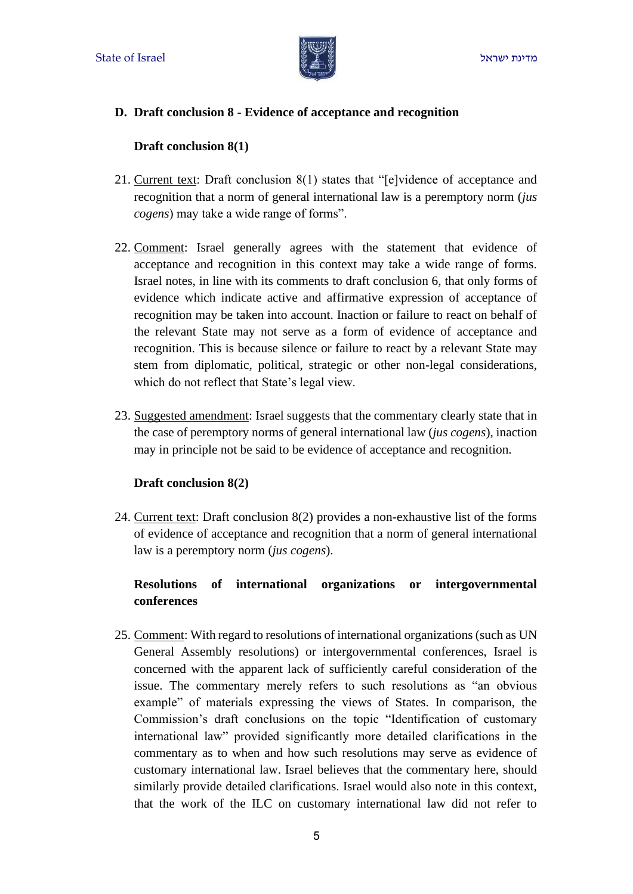### D. Draft conclusion 8 - Evidence of acceptance and recognition

**Draft conclusion 8(1)**

21. Current text: Draft conclusion 8(1) states that "[e]vidence of acceptance and recognition that a norm of general international law is a peremptory norm (*jus cogens*) may take a wide range of forms".

22. Comment: Israel generally agrees with the statement that evidence of acceptance and recognition in this context may take a wide range of forms. Israel notes, in line with its comments to draft conclusion 6, that only forms of evidence which indicate active and affirmative expression of acceptance of recognition may be taken into account. Inaction or failure to react on behalf of the relevant State may not serve as a form of evidence of acceptance and recognition. This is because silence or failure to react by a relevant State may stem from diplomatic, political, strategic or other non-legal considerations, which do not reflect that State's legal view.

23. Suggested amendment: Israel suggests that the commentary clearly state that in the case of peremptory norms of general international law (*jus cogens*), inaction may in principle not be said to be evidence of acceptance and recognition.

**Draft conclusion 8(2)**

24. Current text: Draft conclusion 8(2) provides a non-exhaustive list of the forms of evidence of acceptance and recognition that a norm of general international law is a peremptory norm (*jus cogens*).

**Resolutions of international organizations or intergovernmental conferences**

25. Comment: With regard to resolutions of international organizations (such as UN General Assembly resolutions) or intergovernmental conferences, Israel is concerned with the apparent lack of sufficiently careful consideration of the issue. The commentary merely refers to such resolutions as "an obvious example" of materials expressing the views of States. In comparison, the Commission's draft conclusions on the topic "Identification of customary international law" provided significantly more detailed clarifications in the commentary as to when and how such resolutions may serve as evidence of customary international law. Israel believes that the commentary here, should similarly provide detailed clarifications. Israel would also note in this context, that the work of the ILC on customary international law did not refer to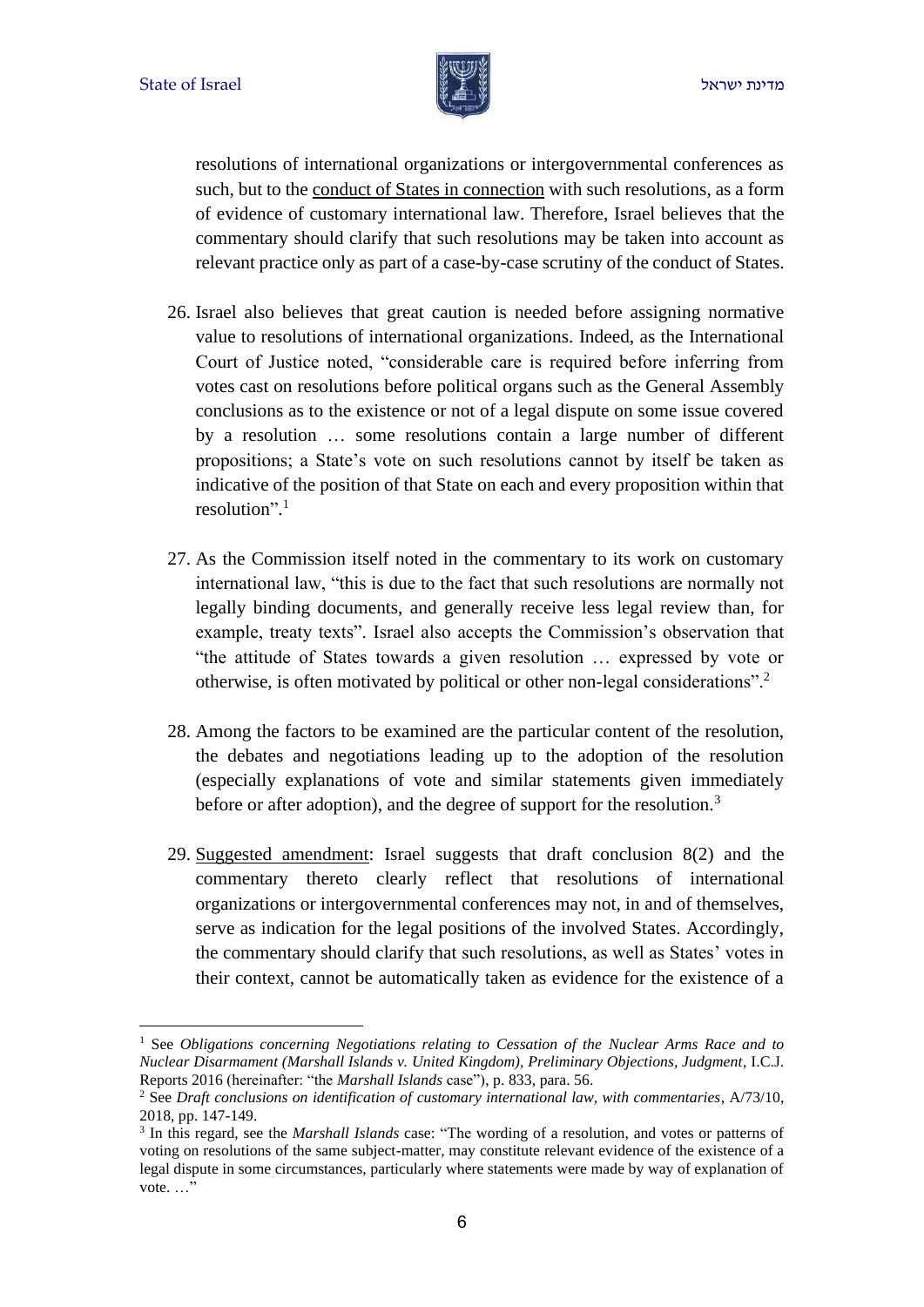resolutions of international organizations or intergovernmental conferences as such, but to the conduct of States in connection with such resolutions, as a form of evidence of customary international law. Therefore, Israel believes that the commentary should clarify that such resolutions may be taken into account as relevant practice only as part of a case-by-case scrutiny of the conduct of States.

26. Israel also believes that great caution is needed before assigning normative value to resolutions of international organizations. Indeed, as the International Court of Justice noted, "considerable care is required before inferring from votes cast on resolutions before political organs such as the General Assembly conclusions as to the existence or not of a legal dispute on some issue covered by a resolution … some resolutions contain a large number of different propositions; a State's vote on such resolutions cannot by itself be taken as indicative of the position of that State on each and every proposition within that resolution".[1]

27. As the Commission itself noted in the commentary to its work on customary international law, "this is due to the fact that such resolutions are normally not legally binding documents, and generally receive less legal review than, for example, treaty texts". Israel also accepts the Commission's observation that "the attitude of States towards a given resolution … expressed by vote or otherwise, is often motivated by political or other non-legal considerations".[2]

28. Among the factors to be examined are the particular content of the resolution, the debates and negotiations leading up to the adoption of the resolution (especially explanations of vote and similar statements given immediately before or after adoption), and the degree of support for the resolution.[3]

29. Suggested amendment: Israel suggests that draft conclusion 8(2) and the commentary thereto clearly reflect that resolutions of international organizations or intergovernmental conferences may not, in and of themselves, serve as indication for the legal positions of the involved States. Accordingly, the commentary should clarify that such resolutions, as well as States' votes in their context, cannot be automatically taken as evidence for the existence of a

---

[1] See *Obligations concerning Negotiations relating to Cessation of the Nuclear Arms Race and to Nuclear Disarmament (Marshall Islands v. United Kingdom), Preliminary Objections, Judgment*, I.C.J. Reports 2016 (hereinafter: "the *Marshall Islands* case"), p. 833, para. 56.

[2] See *Draft conclusions on identification of customary international law, with commentaries*, A/73/10, 2018, pp. 147-149.

[3] In this regard, see the *Marshall Islands* case: "The wording of a resolution, and votes or patterns of voting on resolutions of the same subject-matter, may constitute relevant evidence of the existence of a legal dispute in some circumstances, particularly where statements were made by way of explanation of vote. …"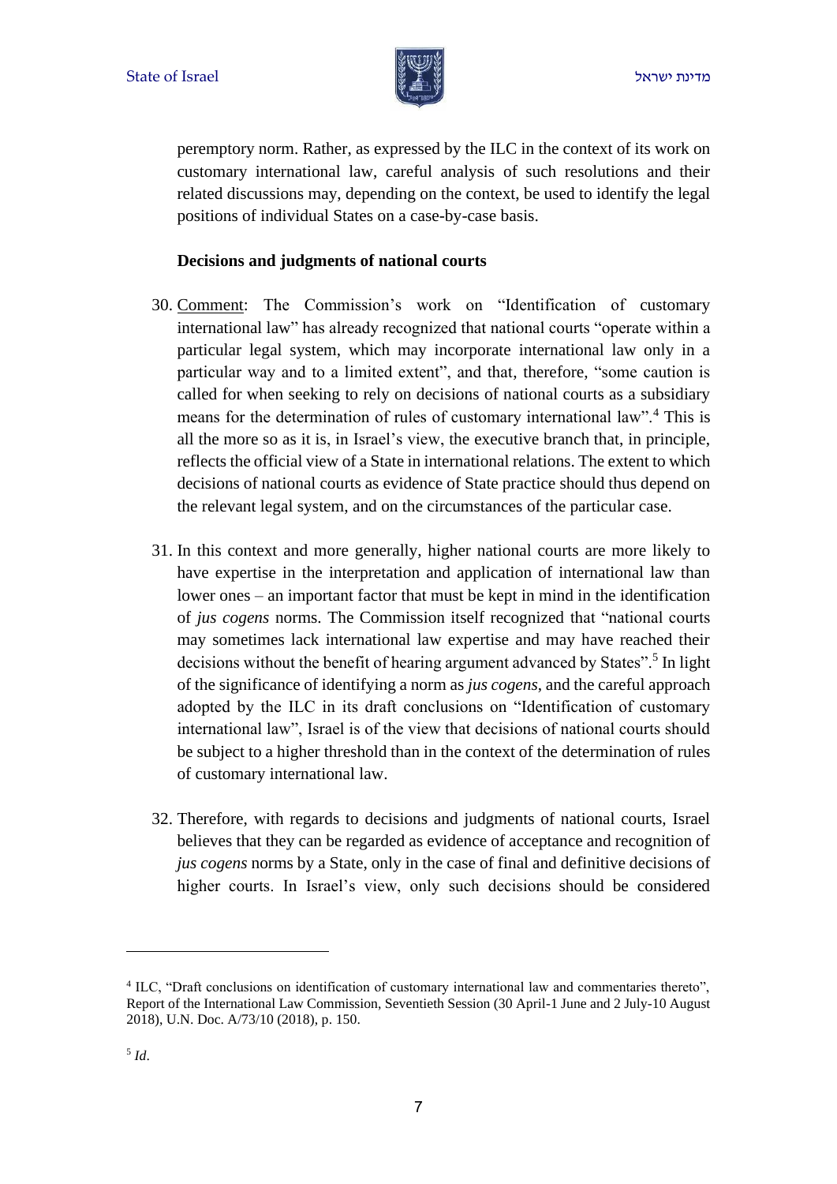peremptory norm. Rather, as expressed by the ILC in the context of its work on customary international law, careful analysis of such resolutions and their related discussions may, depending on the context, be used to identify the legal positions of individual States on a case-by-case basis.

**Decisions and judgments of national courts**

30. Comment: The Commission's work on "Identification of customary international law" has already recognized that national courts "operate within a particular legal system, which may incorporate international law only in a particular way and to a limited extent", and that, therefore, "some caution is called for when seeking to rely on decisions of national courts as a subsidiary means for the determination of rules of customary international law".[4] This is all the more so as it is, in Israel's view, the executive branch that, in principle, reflects the official view of a State in international relations. The extent to which decisions of national courts as evidence of State practice should thus depend on the relevant legal system, and on the circumstances of the particular case.

31. In this context and more generally, higher national courts are more likely to have expertise in the interpretation and application of international law than lower ones – an important factor that must be kept in mind in the identification of *jus cogens* norms. The Commission itself recognized that "national courts may sometimes lack international law expertise and may have reached their decisions without the benefit of hearing argument advanced by States".[5] In light of the significance of identifying a norm as *jus cogens*, and the careful approach adopted by the ILC in its draft conclusions on "Identification of customary international law", Israel is of the view that decisions of national courts should be subject to a higher threshold than in the context of the determination of rules of customary international law.

32. Therefore, with regards to decisions and judgments of national courts, Israel believes that they can be regarded as evidence of acceptance and recognition of *jus cogens* norms by a State, only in the case of final and definitive decisions of higher courts. In Israel's view, only such decisions should be considered

---

[4] ILC, "Draft conclusions on identification of customary international law and commentaries thereto", Report of the International Law Commission, Seventieth Session (30 April-1 June and 2 July-10 August 2018), U.N. Doc. A/73/10 (2018), p. 150.

[5] *Id*.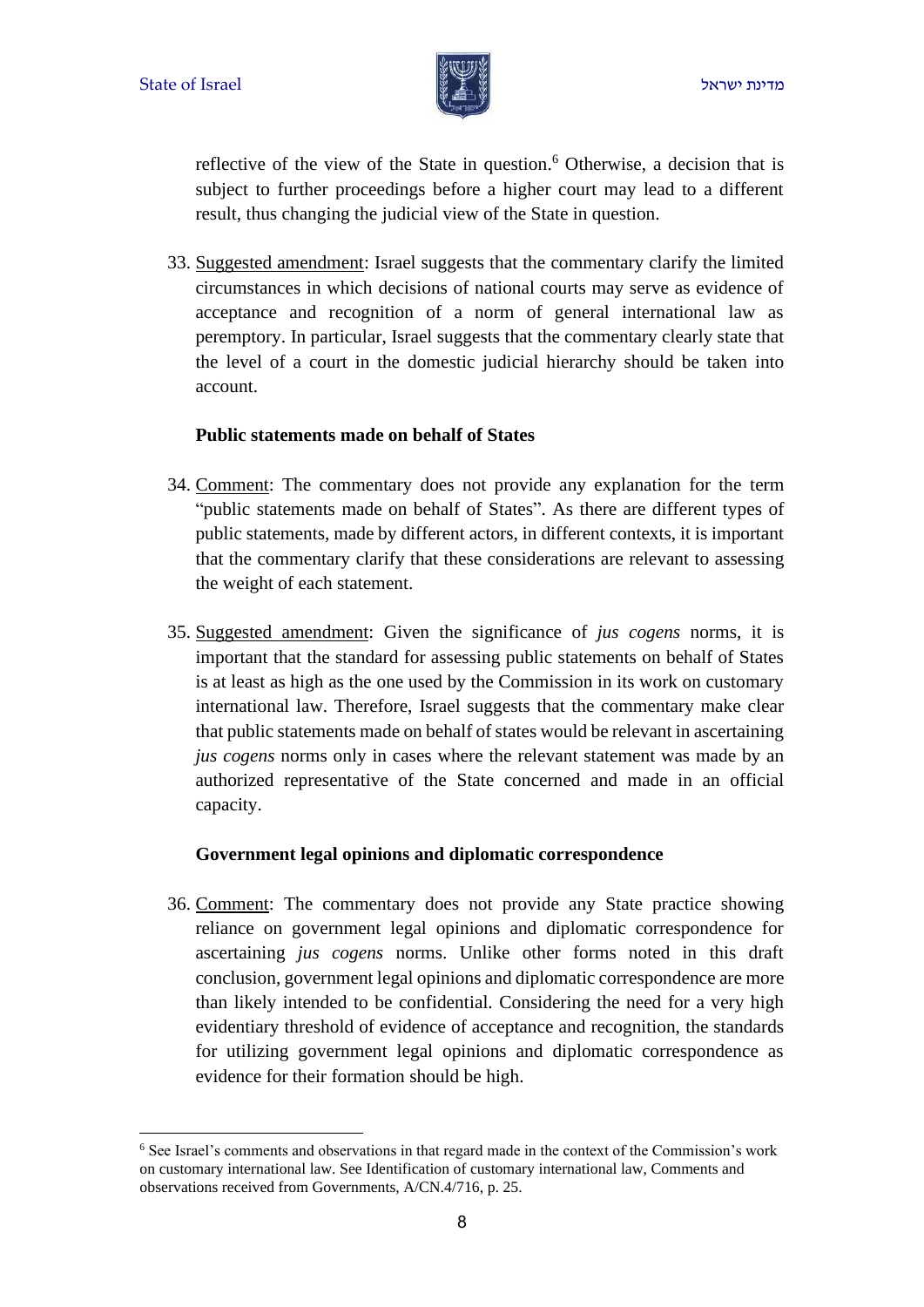reflective of the view of the State in question.[6] Otherwise, a decision that is subject to further proceedings before a higher court may lead to a different result, thus changing the judicial view of the State in question.

33. Suggested amendment: Israel suggests that the commentary clarify the limited circumstances in which decisions of national courts may serve as evidence of acceptance and recognition of a norm of general international law as peremptory. In particular, Israel suggests that the commentary clearly state that the level of a court in the domestic judicial hierarchy should be taken into account.

**Public statements made on behalf of States**

34. Comment: The commentary does not provide any explanation for the term "public statements made on behalf of States". As there are different types of public statements, made by different actors, in different contexts, it is important that the commentary clarify that these considerations are relevant to assessing the weight of each statement.

35. Suggested amendment: Given the significance of *jus cogens* norms, it is important that the standard for assessing public statements on behalf of States is at least as high as the one used by the Commission in its work on customary international law. Therefore, Israel suggests that the commentary make clear that public statements made on behalf of states would be relevant in ascertaining *jus cogens* norms only in cases where the relevant statement was made by an authorized representative of the State concerned and made in an official capacity.

**Government legal opinions and diplomatic correspondence**

36. Comment: The commentary does not provide any State practice showing reliance on government legal opinions and diplomatic correspondence for ascertaining *jus cogens* norms. Unlike other forms noted in this draft conclusion, government legal opinions and diplomatic correspondence are more than likely intended to be confidential. Considering the need for a very high evidentiary threshold of evidence of acceptance and recognition, the standards for utilizing government legal opinions and diplomatic correspondence as evidence for their formation should be high.

---

[6] See Israel's comments and observations in that regard made in the context of the Commission's work on customary international law. See Identification of customary international law, Comments and observations received from Governments, A/CN.4/716, p. 25.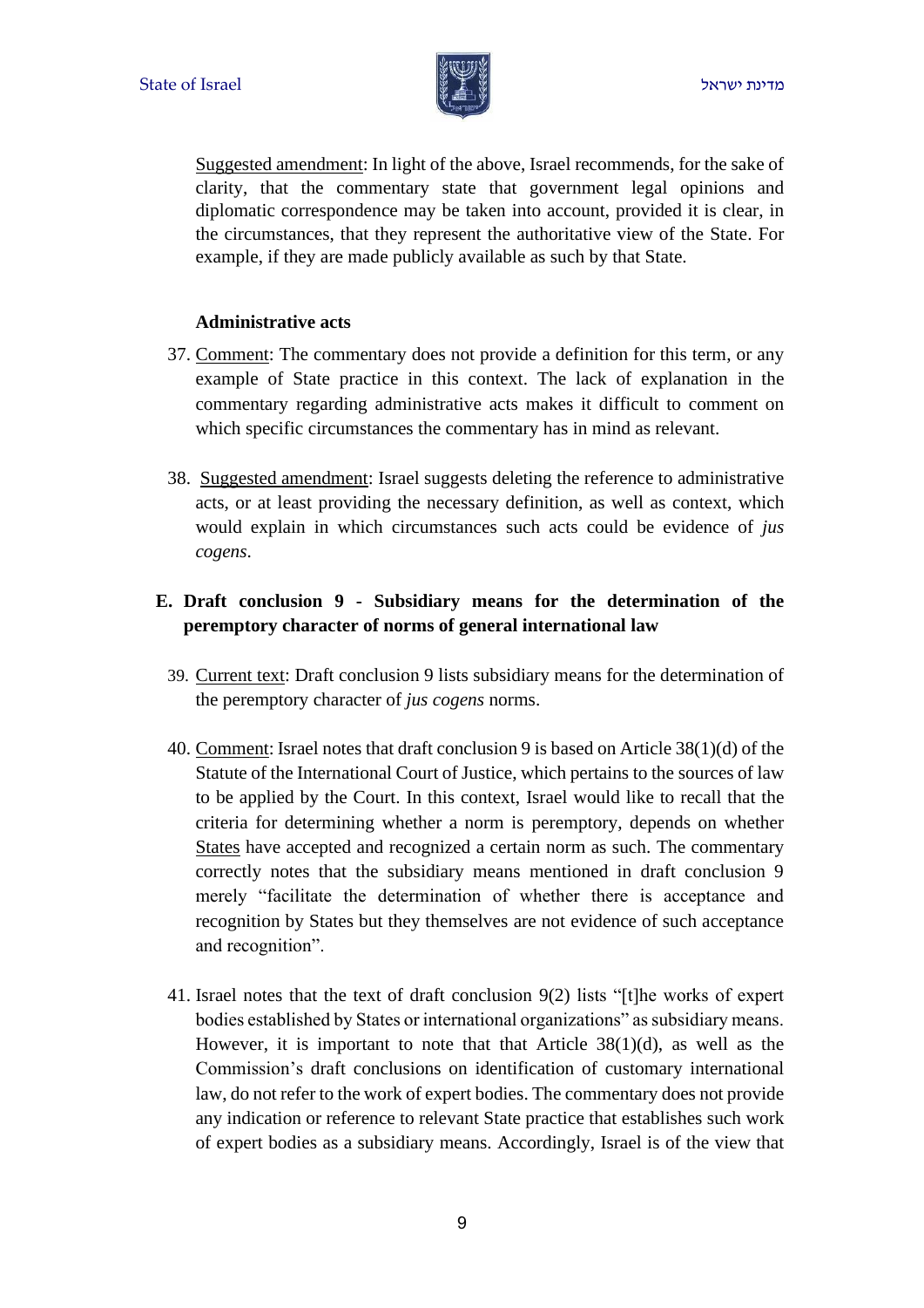Suggested amendment: In light of the above, Israel recommends, for the sake of clarity, that the commentary state that government legal opinions and diplomatic correspondence may be taken into account, provided it is clear, in the circumstances, that they represent the authoritative view of the State. For example, if they are made publicly available as such by that State.

**Administrative acts**

37. Comment: The commentary does not provide a definition for this term, or any example of State practice in this context. The lack of explanation in the commentary regarding administrative acts makes it difficult to comment on which specific circumstances the commentary has in mind as relevant.

38. Suggested amendment: Israel suggests deleting the reference to administrative acts, or at least providing the necessary definition, as well as context, which would explain in which circumstances such acts could be evidence of *jus cogens*.

## E. Draft conclusion 9 - Subsidiary means for the determination of the peremptory character of norms of general international law

39. Current text: Draft conclusion 9 lists subsidiary means for the determination of the peremptory character of *jus cogens* norms.

40. Comment: Israel notes that draft conclusion 9 is based on Article 38(1)(d) of the Statute of the International Court of Justice, which pertains to the sources of law to be applied by the Court. In this context, Israel would like to recall that the criteria for determining whether a norm is peremptory, depends on whether States have accepted and recognized a certain norm as such. The commentary correctly notes that the subsidiary means mentioned in draft conclusion 9 merely "facilitate the determination of whether there is acceptance and recognition by States but they themselves are not evidence of such acceptance and recognition".

41. Israel notes that the text of draft conclusion 9(2) lists "[t]he works of expert bodies established by States or international organizations" as subsidiary means. However, it is important to note that that Article 38(1)(d), as well as the Commission's draft conclusions on identification of customary international law, do not refer to the work of expert bodies. The commentary does not provide any indication or reference to relevant State practice that establishes such work of expert bodies as a subsidiary means. Accordingly, Israel is of the view that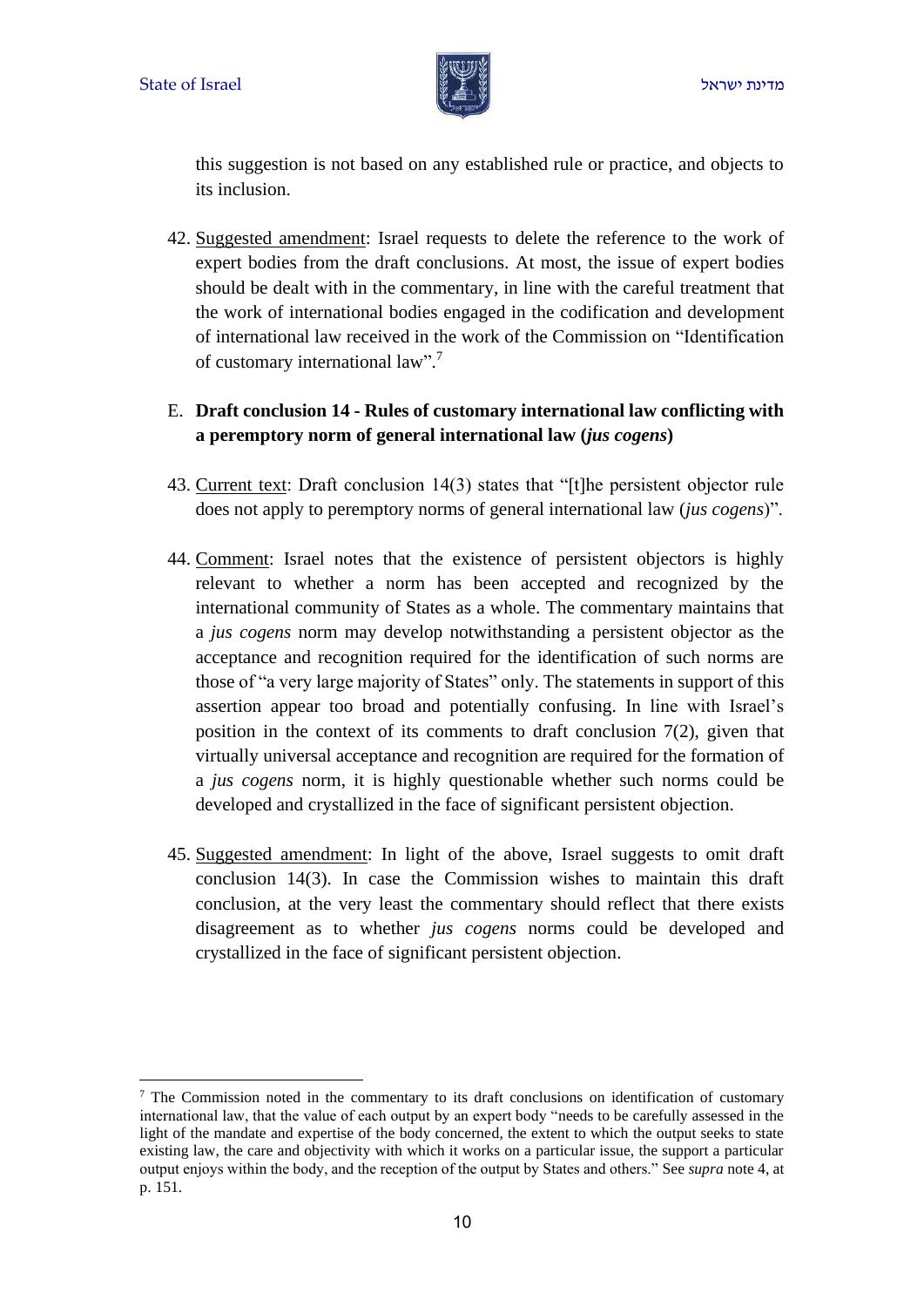this suggestion is not based on any established rule or practice, and objects to its inclusion.

42. Suggested amendment: Israel requests to delete the reference to the work of expert bodies from the draft conclusions. At most, the issue of expert bodies should be dealt with in the commentary, in line with the careful treatment that the work of international bodies engaged in the codification and development of international law received in the work of the Commission on "Identification of customary international law".[7]

E. **Draft conclusion 14 - Rules of customary international law conflicting with a peremptory norm of general international law (*jus cogens*)**

43. Current text: Draft conclusion 14(3) states that "[t]he persistent objector rule does not apply to peremptory norms of general international law (*jus cogens*)".

44. Comment: Israel notes that the existence of persistent objectors is highly relevant to whether a norm has been accepted and recognized by the international community of States as a whole. The commentary maintains that a *jus cogens* norm may develop notwithstanding a persistent objector as the acceptance and recognition required for the identification of such norms are those of "a very large majority of States" only. The statements in support of this assertion appear too broad and potentially confusing. In line with Israel's position in the context of its comments to draft conclusion 7(2), given that virtually universal acceptance and recognition are required for the formation of a *jus cogens* norm, it is highly questionable whether such norms could be developed and crystallized in the face of significant persistent objection.

45. Suggested amendment: In light of the above, Israel suggests to omit draft conclusion 14(3). In case the Commission wishes to maintain this draft conclusion, at the very least the commentary should reflect that there exists disagreement as to whether *jus cogens* norms could be developed and crystallized in the face of significant persistent objection.

---

[7] The Commission noted in the commentary to its draft conclusions on identification of customary international law, that the value of each output by an expert body "needs to be carefully assessed in the light of the mandate and expertise of the body concerned, the extent to which the output seeks to state existing law, the care and objectivity with which it works on a particular issue, the support a particular output enjoys within the body, and the reception of the output by States and others." See *supra* note 4, at p. 151.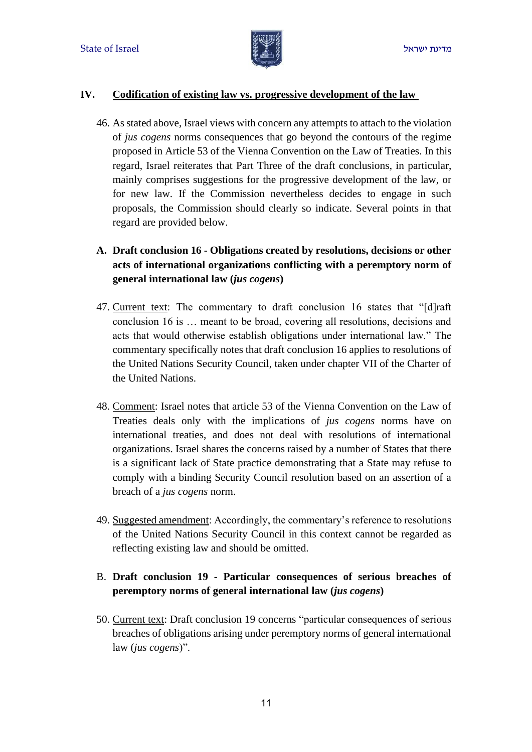## IV. Codification of existing law vs. progressive development of the law

46. As stated above, Israel views with concern any attempts to attach to the violation of *jus cogens* norms consequences that go beyond the contours of the regime proposed in Article 53 of the Vienna Convention on the Law of Treaties. In this regard, Israel reiterates that Part Three of the draft conclusions, in particular, mainly comprises suggestions for the progressive development of the law, or for new law. If the Commission nevertheless decides to engage in such proposals, the Commission should clearly so indicate. Several points in that regard are provided below.

### A. Draft conclusion 16 - Obligations created by resolutions, decisions or other acts of international organizations conflicting with a peremptory norm of general international law (*jus cogens*)

47. Current text: The commentary to draft conclusion 16 states that "[d]raft conclusion 16 is … meant to be broad, covering all resolutions, decisions and acts that would otherwise establish obligations under international law." The commentary specifically notes that draft conclusion 16 applies to resolutions of the United Nations Security Council, taken under chapter VII of the Charter of the United Nations.

48. Comment: Israel notes that article 53 of the Vienna Convention on the Law of Treaties deals only with the implications of *jus cogens* norms have on international treaties, and does not deal with resolutions of international organizations. Israel shares the concerns raised by a number of States that there is a significant lack of State practice demonstrating that a State may refuse to comply with a binding Security Council resolution based on an assertion of a breach of a *jus cogens* norm.

49. Suggested amendment: Accordingly, the commentary's reference to resolutions of the United Nations Security Council in this context cannot be regarded as reflecting existing law and should be omitted.

### B. Draft conclusion 19 - Particular consequences of serious breaches of peremptory norms of general international law (*jus cogens*)

50. Current text: Draft conclusion 19 concerns "particular consequences of serious breaches of obligations arising under peremptory norms of general international law (*jus cogens*)".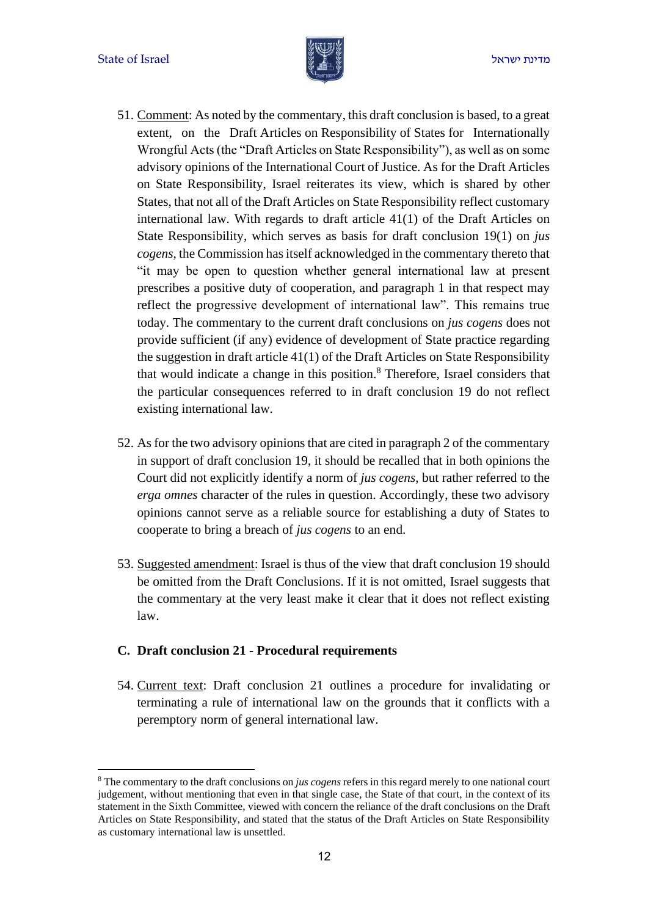51. Comment: As noted by the commentary, this draft conclusion is based, to a great extent, on the Draft Articles on Responsibility of States for Internationally Wrongful Acts (the "Draft Articles on State Responsibility"), as well as on some advisory opinions of the International Court of Justice. As for the Draft Articles on State Responsibility, Israel reiterates its view, which is shared by other States, that not all of the Draft Articles on State Responsibility reflect customary international law. With regards to draft article 41(1) of the Draft Articles on State Responsibility, which serves as basis for draft conclusion 19(1) on *jus cogens*, the Commission has itself acknowledged in the commentary thereto that "it may be open to question whether general international law at present prescribes a positive duty of cooperation, and paragraph 1 in that respect may reflect the progressive development of international law". This remains true today. The commentary to the current draft conclusions on *jus cogens* does not provide sufficient (if any) evidence of development of State practice regarding the suggestion in draft article 41(1) of the Draft Articles on State Responsibility that would indicate a change in this position.[8] Therefore, Israel considers that the particular consequences referred to in draft conclusion 19 do not reflect existing international law.

52. As for the two advisory opinions that are cited in paragraph 2 of the commentary in support of draft conclusion 19, it should be recalled that in both opinions the Court did not explicitly identify a norm of *jus cogens*, but rather referred to the *erga omnes* character of the rules in question. Accordingly, these two advisory opinions cannot serve as a reliable source for establishing a duty of States to cooperate to bring a breach of *jus cogens* to an end.

53. Suggested amendment: Israel is thus of the view that draft conclusion 19 should be omitted from the Draft Conclusions. If it is not omitted, Israel suggests that the commentary at the very least make it clear that it does not reflect existing law.

**C. Draft conclusion 21 - Procedural requirements**

54. Current text: Draft conclusion 21 outlines a procedure for invalidating or terminating a rule of international law on the grounds that it conflicts with a peremptory norm of general international law.

---

[8] The commentary to the draft conclusions on *jus cogens* refers in this regard merely to one national court judgement, without mentioning that even in that single case, the State of that court, in the context of its statement in the Sixth Committee, viewed with concern the reliance of the draft conclusions on the Draft Articles on State Responsibility, and stated that the status of the Draft Articles on State Responsibility as customary international law is unsettled.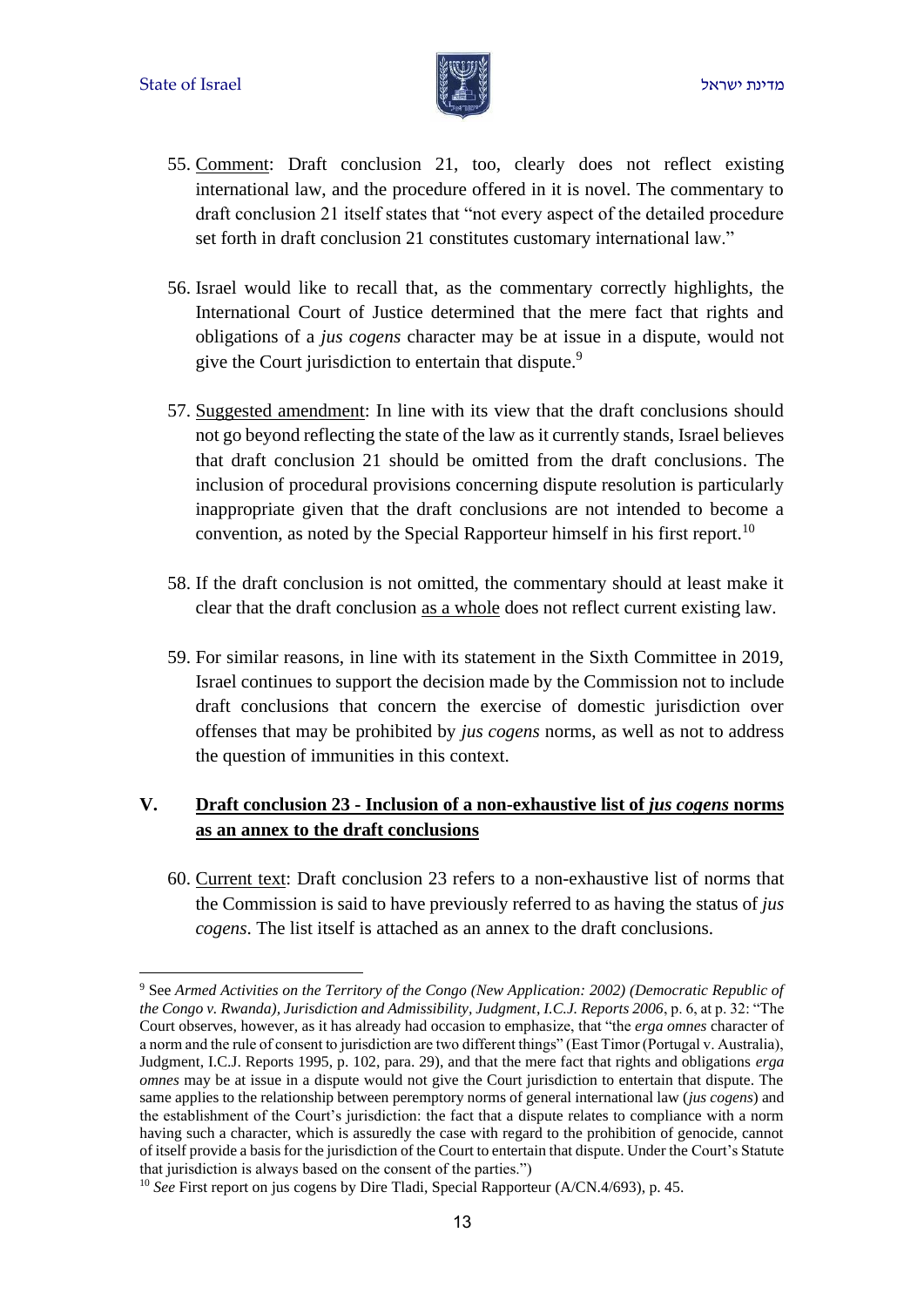55. Comment: Draft conclusion 21, too, clearly does not reflect existing international law, and the procedure offered in it is novel. The commentary to draft conclusion 21 itself states that "not every aspect of the detailed procedure set forth in draft conclusion 21 constitutes customary international law."

56. Israel would like to recall that, as the commentary correctly highlights, the International Court of Justice determined that the mere fact that rights and obligations of a *jus cogens* character may be at issue in a dispute, would not give the Court jurisdiction to entertain that dispute.[9]

57. Suggested amendment: In line with its view that the draft conclusions should not go beyond reflecting the state of the law as it currently stands, Israel believes that draft conclusion 21 should be omitted from the draft conclusions. The inclusion of procedural provisions concerning dispute resolution is particularly inappropriate given that the draft conclusions are not intended to become a convention, as noted by the Special Rapporteur himself in his first report.[10]

58. If the draft conclusion is not omitted, the commentary should at least make it clear that the draft conclusion as a whole does not reflect current existing law.

59. For similar reasons, in line with its statement in the Sixth Committee in 2019, Israel continues to support the decision made by the Commission not to include draft conclusions that concern the exercise of domestic jurisdiction over offenses that may be prohibited by *jus cogens* norms, as well as not to address the question of immunities in this context.

## V. Draft conclusion 23 - Inclusion of a non-exhaustive list of *jus cogens* norms as an annex to the draft conclusions

60. Current text: Draft conclusion 23 refers to a non-exhaustive list of norms that the Commission is said to have previously referred to as having the status of *jus cogens*. The list itself is attached as an annex to the draft conclusions.

---

[9] See *Armed Activities on the Territory of the Congo (New Application: 2002) (Democratic Republic of the Congo v. Rwanda), Jurisdiction and Admissibility, Judgment*, *I.C.J. Reports 2006*, p. 6, at p. 32: "The Court observes, however, as it has already had occasion to emphasize, that "the *erga omnes* character of a norm and the rule of consent to jurisdiction are two different things" (East Timor (Portugal v. Australia), Judgment, I.C.J. Reports 1995, p. 102, para. 29), and that the mere fact that rights and obligations *erga omnes* may be at issue in a dispute would not give the Court jurisdiction to entertain that dispute. The same applies to the relationship between peremptory norms of general international law (*jus cogens*) and the establishment of the Court's jurisdiction: the fact that a dispute relates to compliance with a norm having such a character, which is assuredly the case with regard to the prohibition of genocide, cannot of itself provide a basis for the jurisdiction of the Court to entertain that dispute. Under the Court's Statute that jurisdiction is always based on the consent of the parties.")

[10] *See* First report on jus cogens by Dire Tladi, Special Rapporteur (A/CN.4/693), p. 45.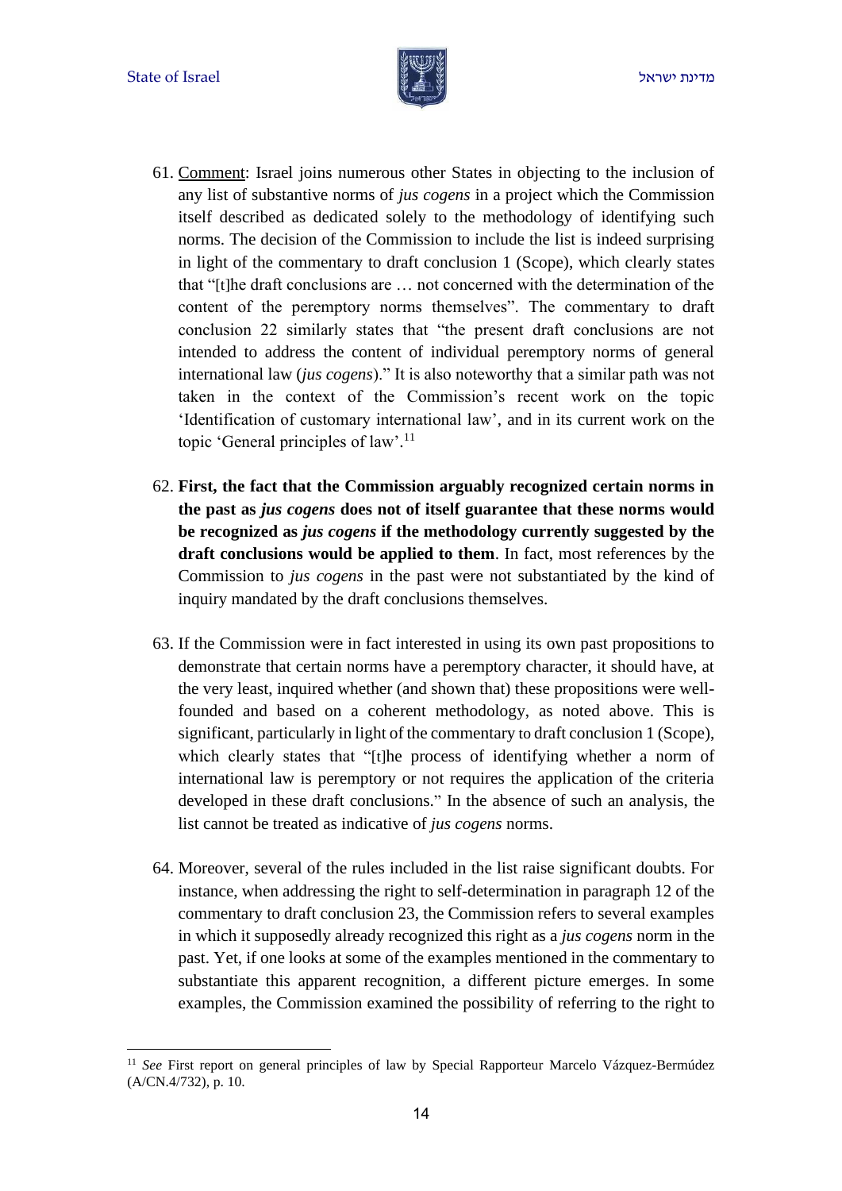61. Comment: Israel joins numerous other States in objecting to the inclusion of any list of substantive norms of *jus cogens* in a project which the Commission itself described as dedicated solely to the methodology of identifying such norms. The decision of the Commission to include the list is indeed surprising in light of the commentary to draft conclusion 1 (Scope), which clearly states that "[t]he draft conclusions are … not concerned with the determination of the content of the peremptory norms themselves". The commentary to draft conclusion 22 similarly states that "the present draft conclusions are not intended to address the content of individual peremptory norms of general international law (*jus cogens*)." It is also noteworthy that a similar path was not taken in the context of the Commission's recent work on the topic 'Identification of customary international law', and in its current work on the topic 'General principles of law'.[11]

62. **First, the fact that the Commission arguably recognized certain norms in the past as *jus cogens* does not of itself guarantee that these norms would be recognized as *jus cogens* if the methodology currently suggested by the draft conclusions would be applied to them**. In fact, most references by the Commission to *jus cogens* in the past were not substantiated by the kind of inquiry mandated by the draft conclusions themselves.

63. If the Commission were in fact interested in using its own past propositions to demonstrate that certain norms have a peremptory character, it should have, at the very least, inquired whether (and shown that) these propositions were well-founded and based on a coherent methodology, as noted above. This is significant, particularly in light of the commentary to draft conclusion 1 (Scope), which clearly states that "[t]he process of identifying whether a norm of international law is peremptory or not requires the application of the criteria developed in these draft conclusions." In the absence of such an analysis, the list cannot be treated as indicative of *jus cogens* norms.

64. Moreover, several of the rules included in the list raise significant doubts. For instance, when addressing the right to self-determination in paragraph 12 of the commentary to draft conclusion 23, the Commission refers to several examples in which it supposedly already recognized this right as a *jus cogens* norm in the past. Yet, if one looks at some of the examples mentioned in the commentary to substantiate this apparent recognition, a different picture emerges. In some examples, the Commission examined the possibility of referring to the right to

---

[11] *See* First report on general principles of law by Special Rapporteur Marcelo Vázquez-Bermúdez (A/CN.4/732), p. 10.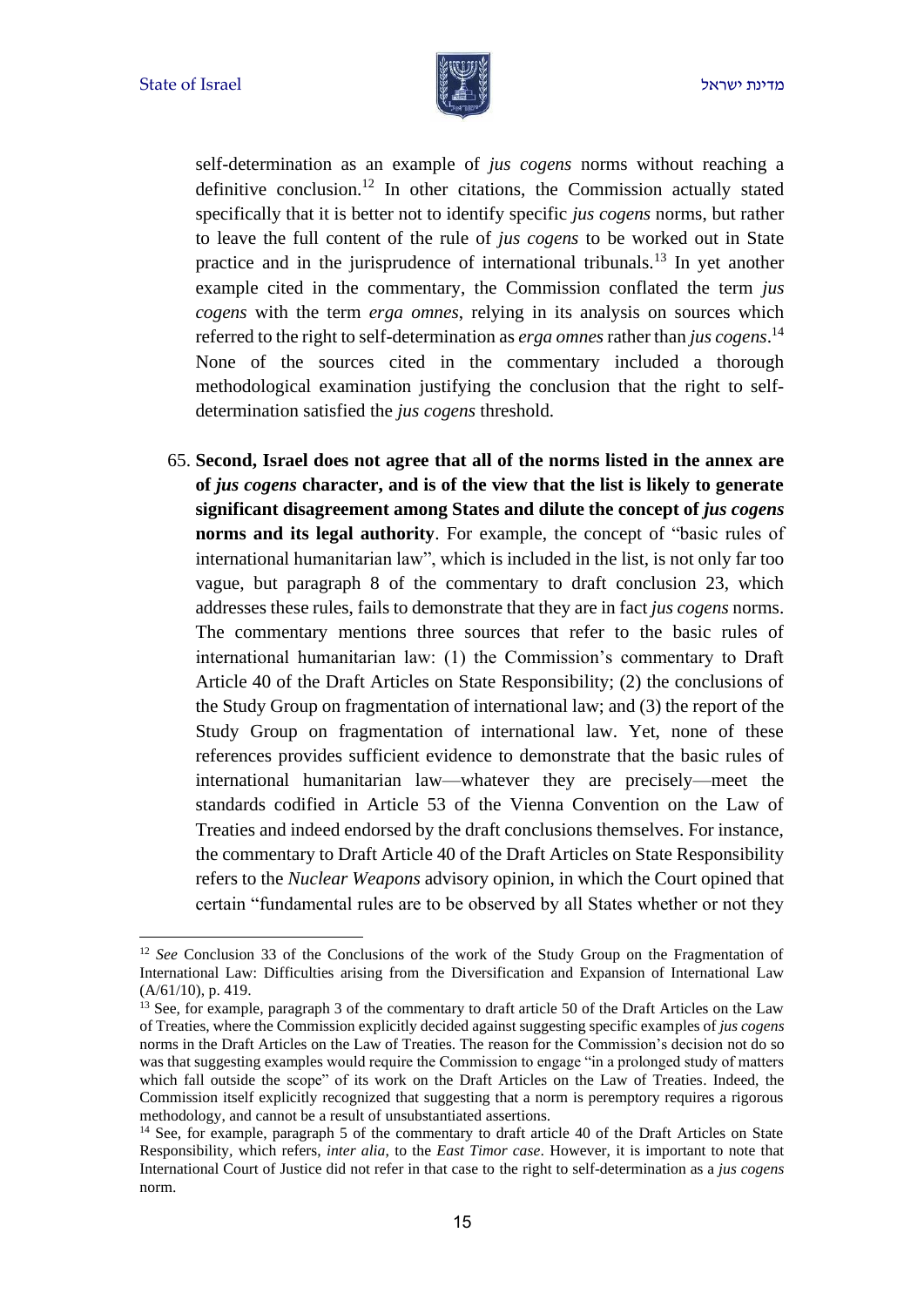self-determination as an example of *jus cogens* norms without reaching a definitive conclusion.[12] In other citations, the Commission actually stated specifically that it is better not to identify specific *jus cogens* norms, but rather to leave the full content of the rule of *jus cogens* to be worked out in State practice and in the jurisprudence of international tribunals.[13] In yet another example cited in the commentary, the Commission conflated the term *jus cogens* with the term *erga omnes*, relying in its analysis on sources which referred to the right to self-determination as *erga omnes* rather than *jus cogens*.[14] None of the sources cited in the commentary included a thorough methodological examination justifying the conclusion that the right to self-determination satisfied the *jus cogens* threshold.

65. **Second, Israel does not agree that all of the norms listed in the annex are of *jus cogens* character, and is of the view that the list is likely to generate significant disagreement among States and dilute the concept of *jus cogens* norms and its legal authority**. For example, the concept of "basic rules of international humanitarian law", which is included in the list, is not only far too vague, but paragraph 8 of the commentary to draft conclusion 23, which addresses these rules, fails to demonstrate that they are in fact *jus cogens* norms. The commentary mentions three sources that refer to the basic rules of international humanitarian law: (1) the Commission's commentary to Draft Article 40 of the Draft Articles on State Responsibility; (2) the conclusions of the Study Group on fragmentation of international law; and (3) the report of the Study Group on fragmentation of international law. Yet, none of these references provides sufficient evidence to demonstrate that the basic rules of international humanitarian law—whatever they are precisely—meet the standards codified in Article 53 of the Vienna Convention on the Law of Treaties and indeed endorsed by the draft conclusions themselves. For instance, the commentary to Draft Article 40 of the Draft Articles on State Responsibility refers to the *Nuclear Weapons* advisory opinion, in which the Court opined that certain "fundamental rules are to be observed by all States whether or not they

---

[12] *See* Conclusion 33 of the Conclusions of the work of the Study Group on the Fragmentation of International Law: Difficulties arising from the Diversification and Expansion of International Law (A/61/10), p. 419.

[13] See, for example, paragraph 3 of the commentary to draft article 50 of the Draft Articles on the Law of Treaties, where the Commission explicitly decided against suggesting specific examples of *jus cogens* norms in the Draft Articles on the Law of Treaties. The reason for the Commission's decision not do so was that suggesting examples would require the Commission to engage "in a prolonged study of matters which fall outside the scope" of its work on the Draft Articles on the Law of Treaties. Indeed, the Commission itself explicitly recognized that suggesting that a norm is peremptory requires a rigorous methodology, and cannot be a result of unsubstantiated assertions.

[14] See, for example, paragraph 5 of the commentary to draft article 40 of the Draft Articles on State Responsibility, which refers, *inter alia*, to the *East Timor case*. However, it is important to note that International Court of Justice did not refer in that case to the right to self-determination as a *jus cogens* norm.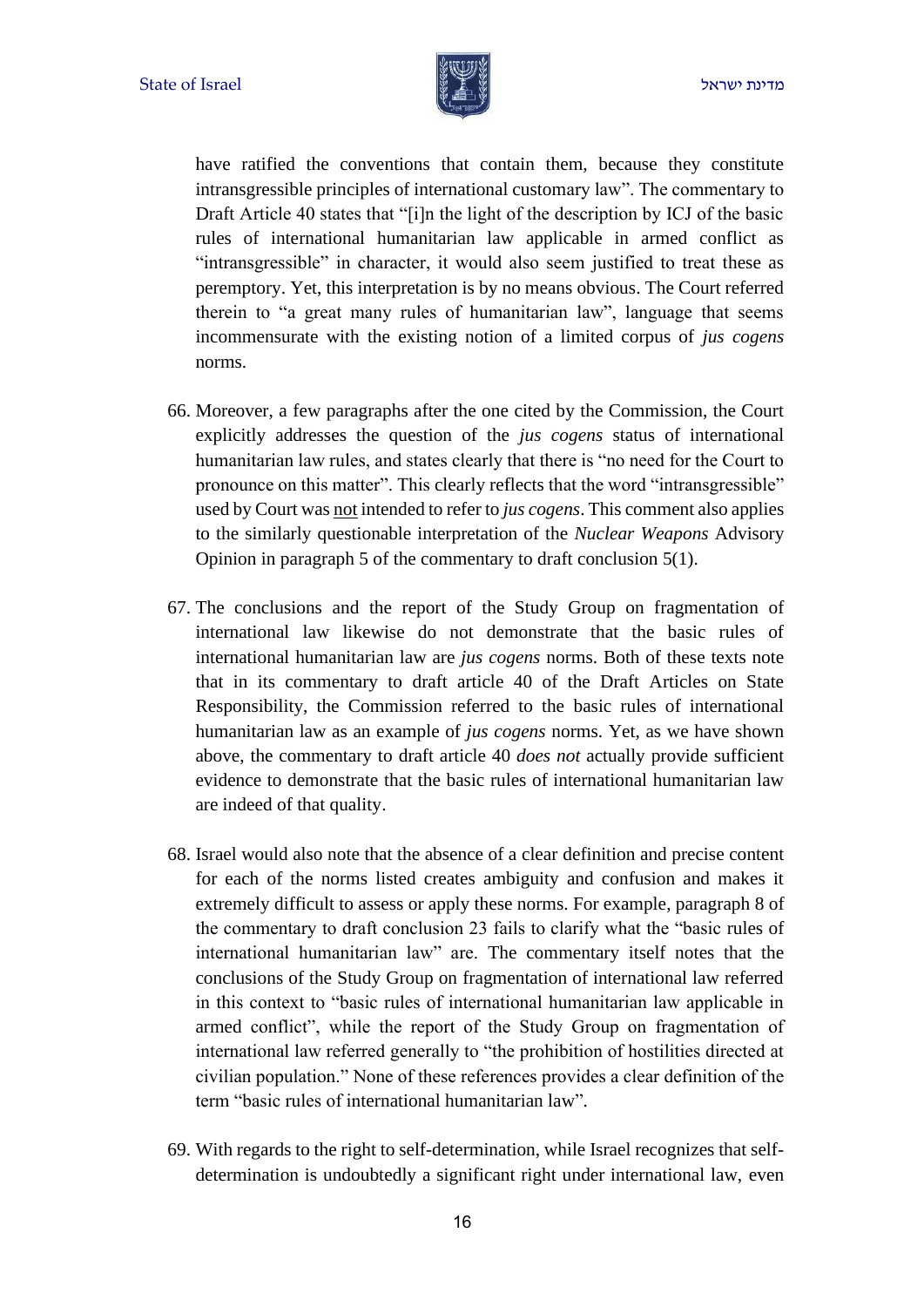have ratified the conventions that contain them, because they constitute intransgressible principles of international customary law". The commentary to Draft Article 40 states that "[i]n the light of the description by ICJ of the basic rules of international humanitarian law applicable in armed conflict as "intransgressible" in character, it would also seem justified to treat these as peremptory. Yet, this interpretation is by no means obvious. The Court referred therein to "a great many rules of humanitarian law", language that seems incommensurate with the existing notion of a limited corpus of *jus cogens* norms.

66. Moreover, a few paragraphs after the one cited by the Commission, the Court explicitly addresses the question of the *jus cogens* status of international humanitarian law rules, and states clearly that there is "no need for the Court to pronounce on this matter". This clearly reflects that the word "intransgressible" used by Court was <u>not</u> intended to refer to *jus cogens*. This comment also applies to the similarly questionable interpretation of the *Nuclear Weapons* Advisory Opinion in paragraph 5 of the commentary to draft conclusion 5(1).

67. The conclusions and the report of the Study Group on fragmentation of international law likewise do not demonstrate that the basic rules of international humanitarian law are *jus cogens* norms. Both of these texts note that in its commentary to draft article 40 of the Draft Articles on State Responsibility, the Commission referred to the basic rules of international humanitarian law as an example of *jus cogens* norms. Yet, as we have shown above, the commentary to draft article 40 *does not* actually provide sufficient evidence to demonstrate that the basic rules of international humanitarian law are indeed of that quality.

68. Israel would also note that the absence of a clear definition and precise content for each of the norms listed creates ambiguity and confusion and makes it extremely difficult to assess or apply these norms. For example, paragraph 8 of the commentary to draft conclusion 23 fails to clarify what the "basic rules of international humanitarian law" are. The commentary itself notes that the conclusions of the Study Group on fragmentation of international law referred in this context to "basic rules of international humanitarian law applicable in armed conflict", while the report of the Study Group on fragmentation of international law referred generally to "the prohibition of hostilities directed at civilian population." None of these references provides a clear definition of the term "basic rules of international humanitarian law".

69. With regards to the right to self-determination, while Israel recognizes that self-determination is undoubtedly a significant right under international law, even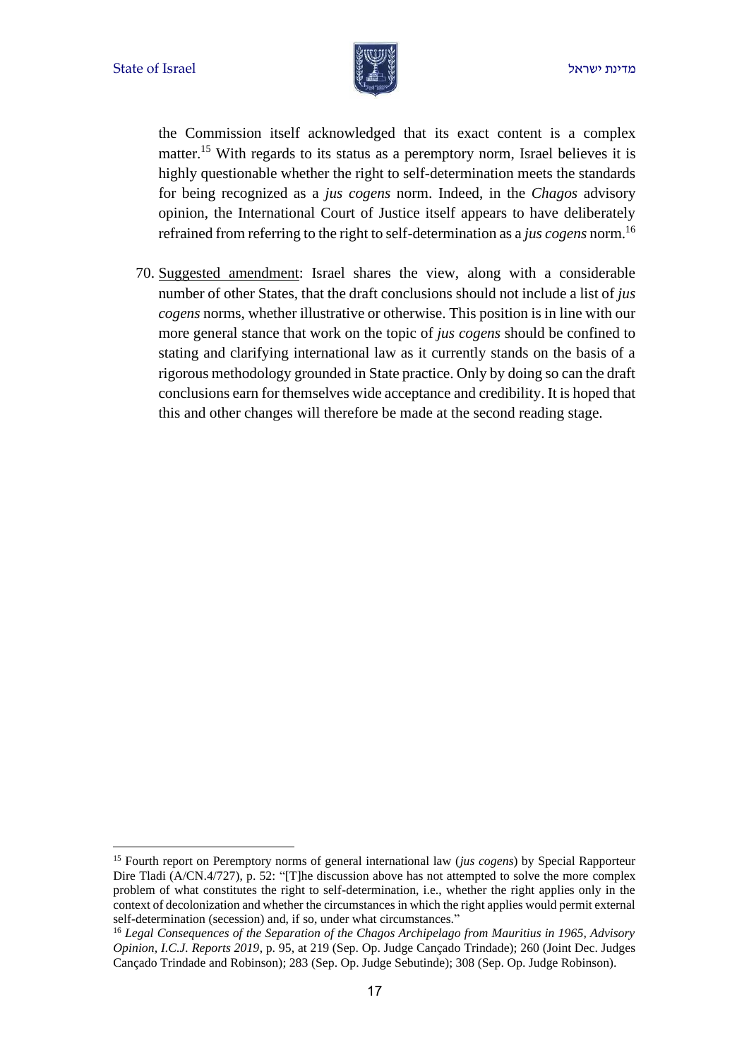the Commission itself acknowledged that its exact content is a complex matter.[15] With regards to its status as a peremptory norm, Israel believes it is highly questionable whether the right to self-determination meets the standards for being recognized as a *jus cogens* norm. Indeed, in the *Chagos* advisory opinion, the International Court of Justice itself appears to have deliberately refrained from referring to the right to self-determination as a *jus cogens* norm.[16]

70. Suggested amendment: Israel shares the view, along with a considerable number of other States, that the draft conclusions should not include a list of *jus cogens* norms, whether illustrative or otherwise. This position is in line with our more general stance that work on the topic of *jus cogens* should be confined to stating and clarifying international law as it currently stands on the basis of a rigorous methodology grounded in State practice. Only by doing so can the draft conclusions earn for themselves wide acceptance and credibility. It is hoped that this and other changes will therefore be made at the second reading stage.

---

[15] Fourth report on Peremptory norms of general international law (*jus cogens*) by Special Rapporteur Dire Tladi (A/CN.4/727), p. 52: "[T]he discussion above has not attempted to solve the more complex problem of what constitutes the right to self-determination, i.e., whether the right applies only in the context of decolonization and whether the circumstances in which the right applies would permit external self-determination (secession) and, if so, under what circumstances."

[16] *Legal Consequences of the Separation of the Chagos Archipelago from Mauritius in 1965, Advisory Opinion, I.C.J. Reports 2019*, p. 95, at 219 (Sep. Op. Judge Cançado Trindade); 260 (Joint Dec. Judges Cançado Trindade and Robinson); 283 (Sep. Op. Judge Sebutinde); 308 (Sep. Op. Judge Robinson).